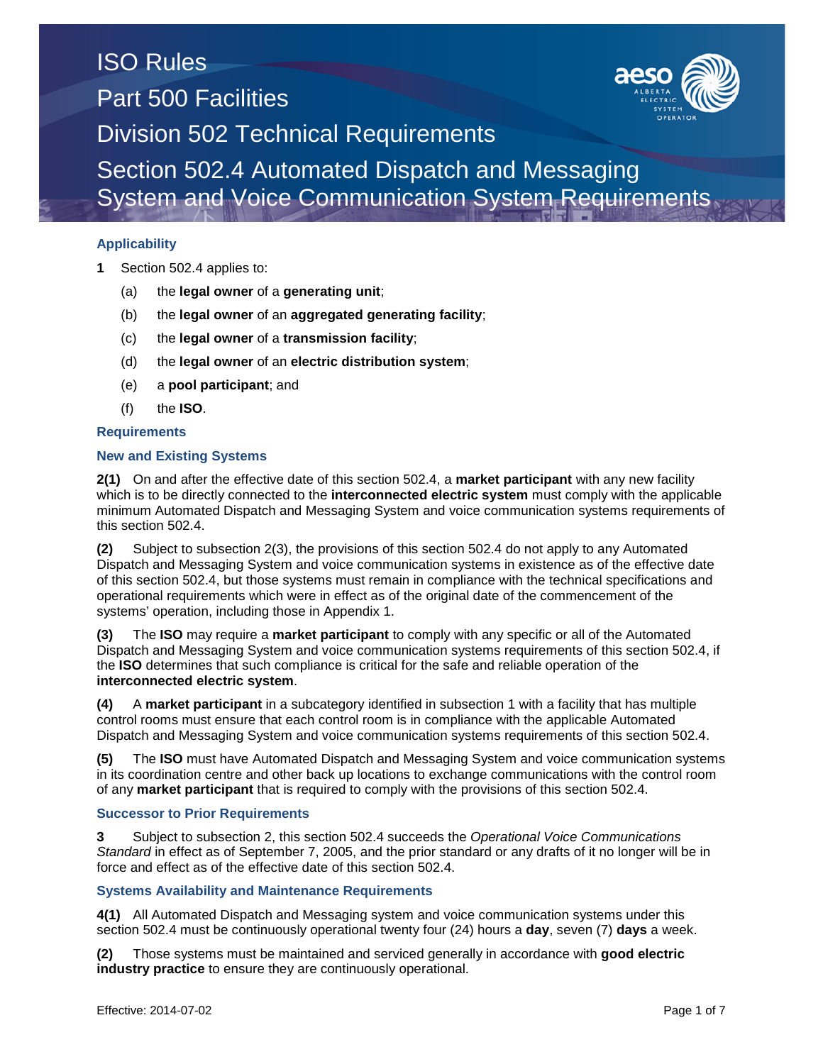# ISO Rules
## Part 500 Facilities
## Division 502 Technical Requirements
## Section 502.4 Automated Dispatch and Messaging System and Voice Communication System Requirements

### Applicability

**1** Section 502.4 applies to:

(a) the **legal owner** of a **generating unit**;

(b) the **legal owner** of an **aggregated generating facility**;

(c) the **legal owner** of a **transmission facility**;

(d) the **legal owner** of an **electric distribution system**;

(e) a **pool participant**; and

(f) the **ISO**.

### Requirements

### New and Existing Systems

**2(1)** On and after the effective date of this section 502.4, a **market participant** with any new facility which is to be directly connected to the **interconnected electric system** must comply with the applicable minimum Automated Dispatch and Messaging System and voice communication systems requirements of this section 502.4.

**(2)** Subject to subsection 2(3), the provisions of this section 502.4 do not apply to any Automated Dispatch and Messaging System and voice communication systems in existence as of the effective date of this section 502.4, but those systems must remain in compliance with the technical specifications and operational requirements which were in effect as of the original date of the commencement of the systems' operation, including those in Appendix 1.

**(3)** The **ISO** may require a **market participant** to comply with any specific or all of the Automated Dispatch and Messaging System and voice communication systems requirements of this section 502.4, if the **ISO** determines that such compliance is critical for the safe and reliable operation of the **interconnected electric system**.

**(4)** A **market participant** in a subcategory identified in subsection 1 with a facility that has multiple control rooms must ensure that each control room is in compliance with the applicable Automated Dispatch and Messaging System and voice communication systems requirements of this section 502.4.

**(5)** The **ISO** must have Automated Dispatch and Messaging System and voice communication systems in its coordination centre and other back up locations to exchange communications with the control room of any **market participant** that is required to comply with the provisions of this section 502.4.

### Successor to Prior Requirements

**3** Subject to subsection 2, this section 502.4 succeeds the *Operational Voice Communications Standard* in effect as of September 7, 2005, and the prior standard or any drafts of it no longer will be in force and effect as of the effective date of this section 502.4.

### Systems Availability and Maintenance Requirements

**4(1)** All Automated Dispatch and Messaging system and voice communication systems under this section 502.4 must be continuously operational twenty four (24) hours a **day**, seven (7) **days** a week.

**(2)** Those systems must be maintained and serviced generally in accordance with **good electric industry practice** to ensure they are continuously operational.

Effective: 2014-07-02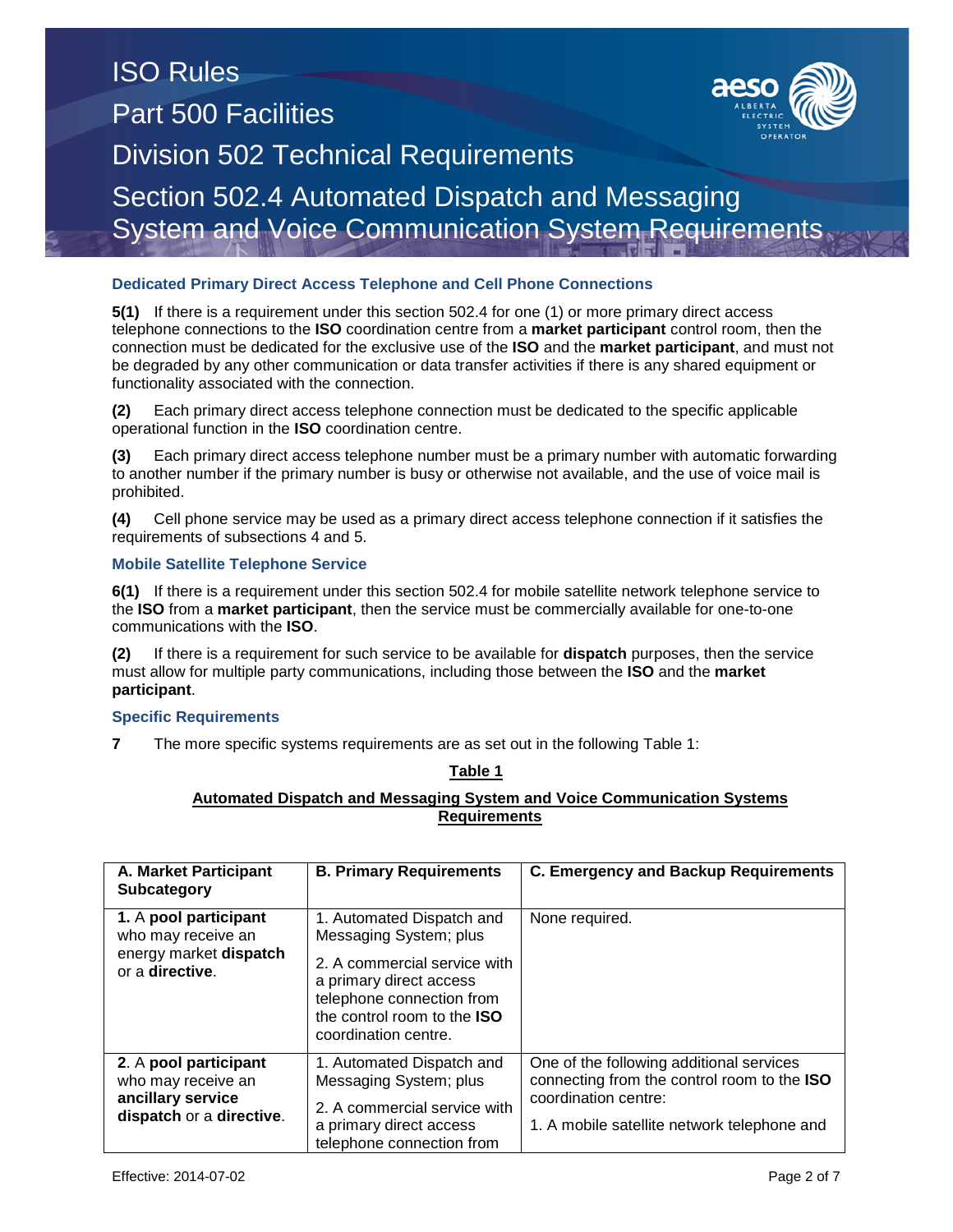### Dedicated Primary Direct Access Telephone and Cell Phone Connections

**5(1)** If there is a requirement under this section 502.4 for one (1) or more primary direct access telephone connections to the **ISO** coordination centre from a **market participant** control room, then the connection must be dedicated for the exclusive use of the **ISO** and the **market participant**, and must not be degraded by any other communication or data transfer activities if there is any shared equipment or functionality associated with the connection.

**(2)** Each primary direct access telephone connection must be dedicated to the specific applicable operational function in the **ISO** coordination centre.

**(3)** Each primary direct access telephone number must be a primary number with automatic forwarding to another number if the primary number is busy or otherwise not available, and the use of voice mail is prohibited.

**(4)** Cell phone service may be used as a primary direct access telephone connection if it satisfies the requirements of subsections 4 and 5.

### Mobile Satellite Telephone Service

**6(1)** If there is a requirement under this section 502.4 for mobile satellite network telephone service to the **ISO** from a **market participant**, then the service must be commercially available for one-to-one communications with the **ISO**.

**(2)** If there is a requirement for such service to be available for **dispatch** purposes, then the service must allow for multiple party communications, including those between the **ISO** and the **market participant**.

### Specific Requirements

**7** The more specific systems requirements are as set out in the following Table 1:

**Table 1**

**Automated Dispatch and Messaging System and Voice Communication Systems Requirements**

| A. Market Participant Subcategory | B. Primary Requirements | C. Emergency and Backup Requirements |
|---|---|---|
| 1. A **pool participant** who may receive an energy market **dispatch** or a **directive**. | 1. Automated Dispatch and Messaging System; plus<br>2. A commercial service with a primary direct access telephone connection from the control room to the **ISO** coordination centre. | None required. |
| 2. A **pool participant** who may receive an **ancillary service dispatch** or a **directive**. | 1. Automated Dispatch and Messaging System; plus<br>2. A commercial service with a primary direct access telephone connection from | One of the following additional services connecting from the control room to the **ISO** coordination centre:<br>1. A mobile satellite network telephone and |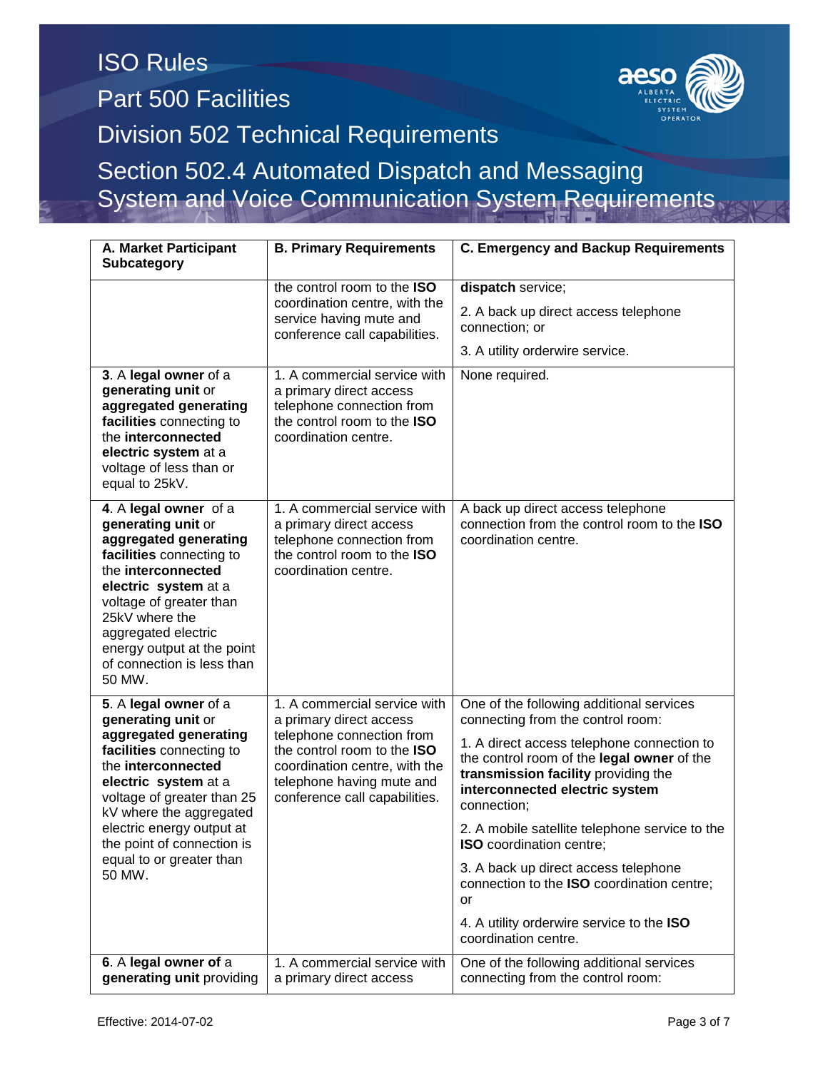| A. Market Participant Subcategory | B. Primary Requirements | C. Emergency and Backup Requirements |
|---|---|---|
| | the control room to the **ISO** coordination centre, with the service having mute and conference call capabilities. | **dispatch** service;<br>2. A back up direct access telephone connection; or<br>3. A utility orderwire service. |
| 3. A **legal owner** of a **generating unit** or **aggregated generating facilities** connecting to the **interconnected electric system** at a voltage of less than or equal to 25kV. | 1. A commercial service with a primary direct access telephone connection from the control room to the **ISO** coordination centre. | None required. |
| 4. A **legal owner** of a **generating unit** or **aggregated generating facilities** connecting to the **interconnected electric system** at a voltage of greater than 25kV where the aggregated electric energy output at the point of connection is less than 50 MW. | 1. A commercial service with a primary direct access telephone connection from the control room to the **ISO** coordination centre. | A back up direct access telephone connection from the control room to the **ISO** coordination centre. |
| 5. A **legal owner** of a **generating unit** or **aggregated generating facilities** connecting to the **interconnected electric system** at a voltage of greater than 25 kV where the aggregated electric energy output at the point of connection is equal to or greater than 50 MW. | 1. A commercial service with a primary direct access telephone connection from the control room to the **ISO** coordination centre, with the telephone having mute and conference call capabilities. | One of the following additional services connecting from the control room:<br>1. A direct access telephone connection to the control room of the **legal owner** of the **transmission facility** providing the **interconnected electric system** connection;<br>2. A mobile satellite telephone service to the **ISO** coordination centre;<br>3. A back up direct access telephone connection to the **ISO** coordination centre; or<br>4. A utility orderwire service to the **ISO** coordination centre. |
| 6. A **legal owner of** a **generating unit** providing | 1. A commercial service with a primary direct access | One of the following additional services connecting from the control room: |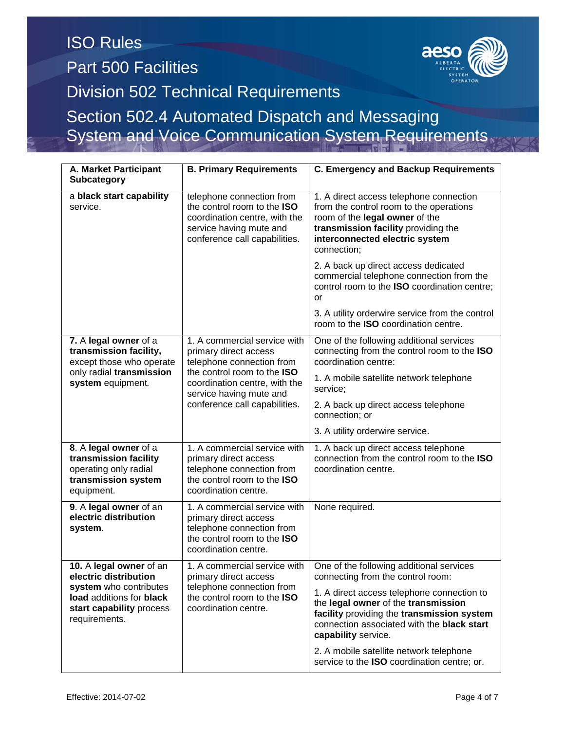| A. Market Participant Subcategory | B. Primary Requirements | C. Emergency and Backup Requirements |
|---|---|---|
| a **black start capability** service. | telephone connection from the control room to the **ISO** coordination centre, with the service having mute and conference call capabilities. | 1. A direct access telephone connection from the control room to the operations room of the **legal owner** of the **transmission facility** providing the **interconnected electric system** connection;<br><br>2. A back up direct access dedicated commercial telephone connection from the control room to the **ISO** coordination centre; or<br><br>3. A utility orderwire service from the control room to the **ISO** coordination centre. |
| **7.** A **legal owner** of a **transmission facility,** except those who operate only radial **transmission system** equipment. | 1. A commercial service with primary direct access telephone connection from the control room to the **ISO** coordination centre, with the service having mute and conference call capabilities. | One of the following additional services connecting from the control room to the **ISO** coordination centre:<br><br>1. A mobile satellite network telephone service;<br><br>2. A back up direct access telephone connection; or<br><br>3. A utility orderwire service. |
| **8**. A **legal owner** of a **transmission facility** operating only radial **transmission system** equipment. | 1. A commercial service with primary direct access telephone connection from the control room to the **ISO** coordination centre. | 1. A back up direct access telephone connection from the control room to the **ISO** coordination centre. |
| **9**. A **legal owner** of an **electric distribution system**. | 1. A commercial service with primary direct access telephone connection from the control room to the **ISO** coordination centre. | None required. |
| **10.** A **legal owner** of an **electric distribution system** who contributes **load** additions for **black start capability** process requirements. | 1. A commercial service with primary direct access telephone connection from the control room to the **ISO** coordination centre. | One of the following additional services connecting from the control room:<br><br>1. A direct access telephone connection to the **legal owner** of the **transmission facility** providing the **transmission system** connection associated with the **black start capability** service.<br><br>2. A mobile satellite network telephone service to the **ISO** coordination centre; or. |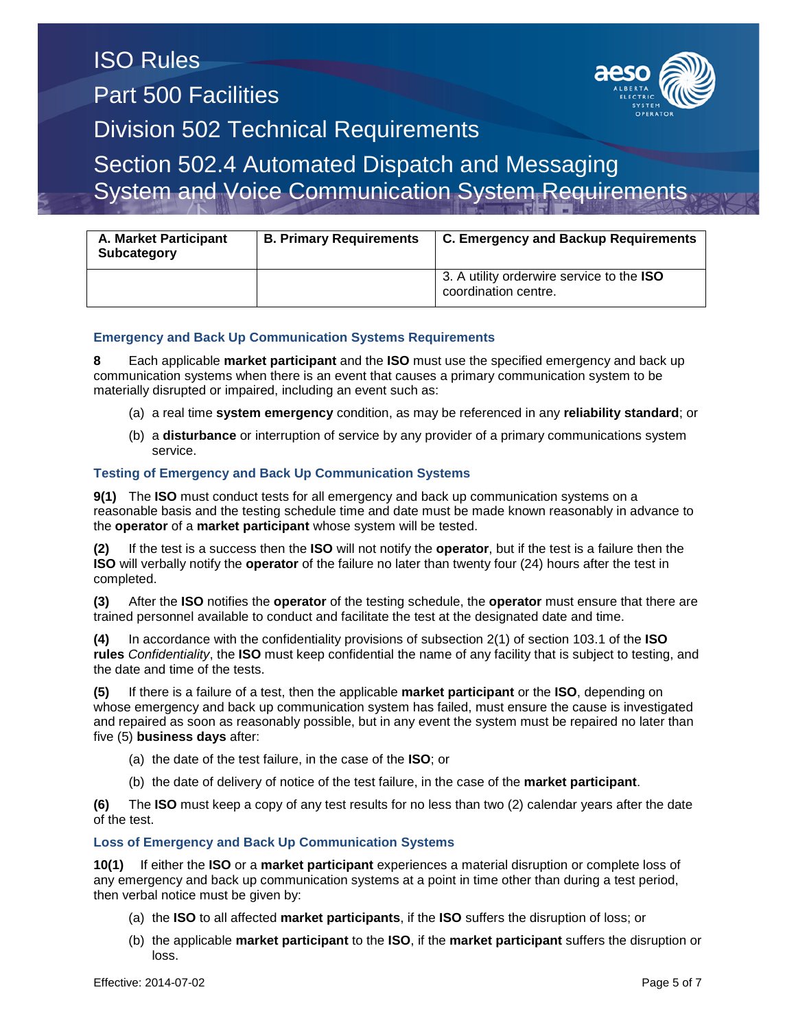| A. Market Participant Subcategory | B. Primary Requirements | C. Emergency and Backup Requirements |
|---|---|---|
| | | 3. A utility orderwire service to the **ISO** coordination centre. |

### Emergency and Back Up Communication Systems Requirements

**8** Each applicable **market participant** and the **ISO** must use the specified emergency and back up communication systems when there is an event that causes a primary communication system to be materially disrupted or impaired, including an event such as:

(a) a real time **system emergency** condition, as may be referenced in any **reliability standard**; or

(b) a **disturbance** or interruption of service by any provider of a primary communications system service.

### Testing of Emergency and Back Up Communication Systems

**9(1)** The **ISO** must conduct tests for all emergency and back up communication systems on a reasonable basis and the testing schedule time and date must be made known reasonably in advance to the **operator** of a **market participant** whose system will be tested.

**(2)** If the test is a success then the **ISO** will not notify the **operator**, but if the test is a failure then the **ISO** will verbally notify the **operator** of the failure no later than twenty four (24) hours after the test in completed.

**(3)** After the **ISO** notifies the **operator** of the testing schedule, the **operator** must ensure that there are trained personnel available to conduct and facilitate the test at the designated date and time.

**(4)** In accordance with the confidentiality provisions of subsection 2(1) of section 103.1 of the **ISO rules** *Confidentiality*, the **ISO** must keep confidential the name of any facility that is subject to testing, and the date and time of the tests.

**(5)** If there is a failure of a test, then the applicable **market participant** or the **ISO**, depending on whose emergency and back up communication system has failed, must ensure the cause is investigated and repaired as soon as reasonably possible, but in any event the system must be repaired no later than five (5) **business days** after:

(a) the date of the test failure, in the case of the **ISO**; or

(b) the date of delivery of notice of the test failure, in the case of the **market participant**.

**(6)** The **ISO** must keep a copy of any test results for no less than two (2) calendar years after the date of the test.

### Loss of Emergency and Back Up Communication Systems

**10(1)** If either the **ISO** or a **market participant** experiences a material disruption or complete loss of any emergency and back up communication systems at a point in time other than during a test period, then verbal notice must be given by:

(a) the **ISO** to all affected **market participants**, if the **ISO** suffers the disruption of loss; or

(b) the applicable **market participant** to the **ISO**, if the **market participant** suffers the disruption or loss.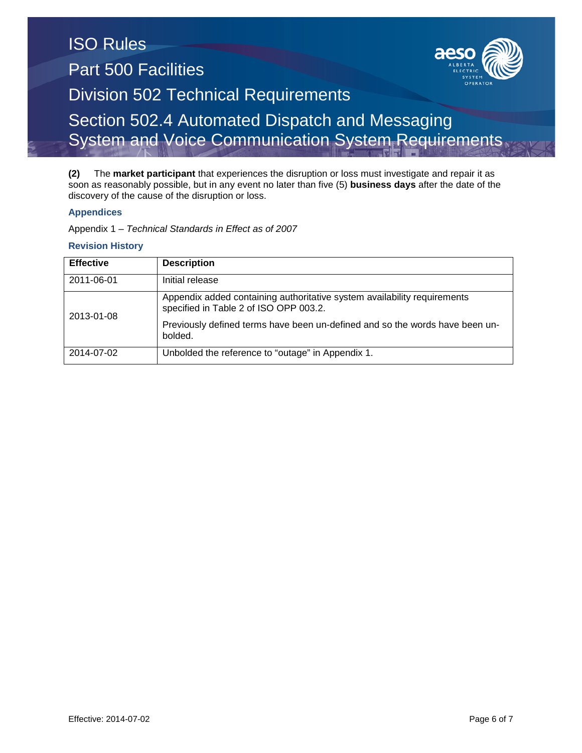**(2)** The **market participant** that experiences the disruption or loss must investigate and repair it as soon as reasonably possible, but in any event no later than five (5) **business days** after the date of the discovery of the cause of the disruption or loss.

### Appendices

Appendix 1 – *Technical Standards in Effect as of 2007*

### Revision History

| Effective | Description |
| --- | --- |
| 2011-06-01 | Initial release |
| 2013-01-08 | Appendix added containing authoritative system availability requirements specified in Table 2 of ISO OPP 003.2. Previously defined terms have been un-defined and so the words have been un-bolded. |
| 2014-07-02 | Unbolded the reference to “outage” in Appendix 1. |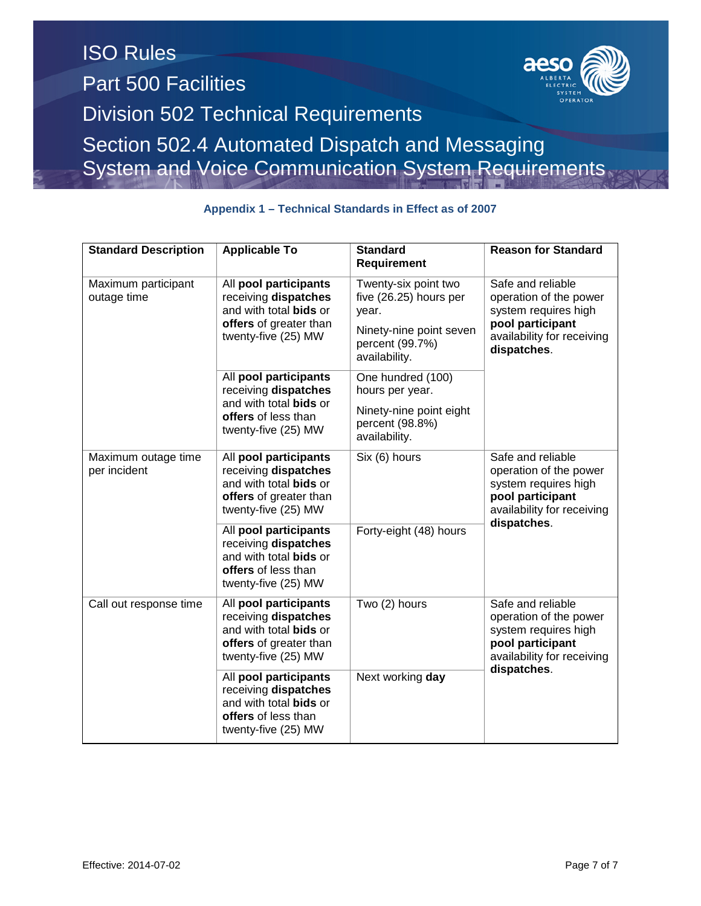## Appendix 1 – Technical Standards in Effect as of 2007

| Standard Description | Applicable To | Standard Requirement | Reason for Standard |
|---|---|---|---|
| Maximum participant outage time | All **pool participants** receiving **dispatches** and with total **bids** or **offers** of greater than twenty-five (25) MW | Twenty-six point two five (26.25) hours per year. Ninety-nine point seven percent (99.7%) availability. | Safe and reliable operation of the power system requires high **pool participant** availability for receiving **dispatches**. |
| | All **pool participants** receiving **dispatches** and with total **bids** or **offers** of less than twenty-five (25) MW | One hundred (100) hours per year. Ninety-nine point eight percent (98.8%) availability. | |
| Maximum outage time per incident | All **pool participants** receiving **dispatches** and with total **bids** or **offers** of greater than twenty-five (25) MW | Six (6) hours | Safe and reliable operation of the power system requires high **pool participant** availability for receiving **dispatches**. |
| | All **pool participants** receiving **dispatches** and with total **bids** or **offers** of less than twenty-five (25) MW | Forty-eight (48) hours | |
| Call out response time | All **pool participants** receiving **dispatches** and with total **bids** or **offers** of greater than twenty-five (25) MW | Two (2) hours | Safe and reliable operation of the power system requires high **pool participant** availability for receiving **dispatches**. |
| | All **pool participants** receiving **dispatches** and with total **bids** or **offers** of less than twenty-five (25) MW | Next working **day** | |

Effective: 2014-07-02